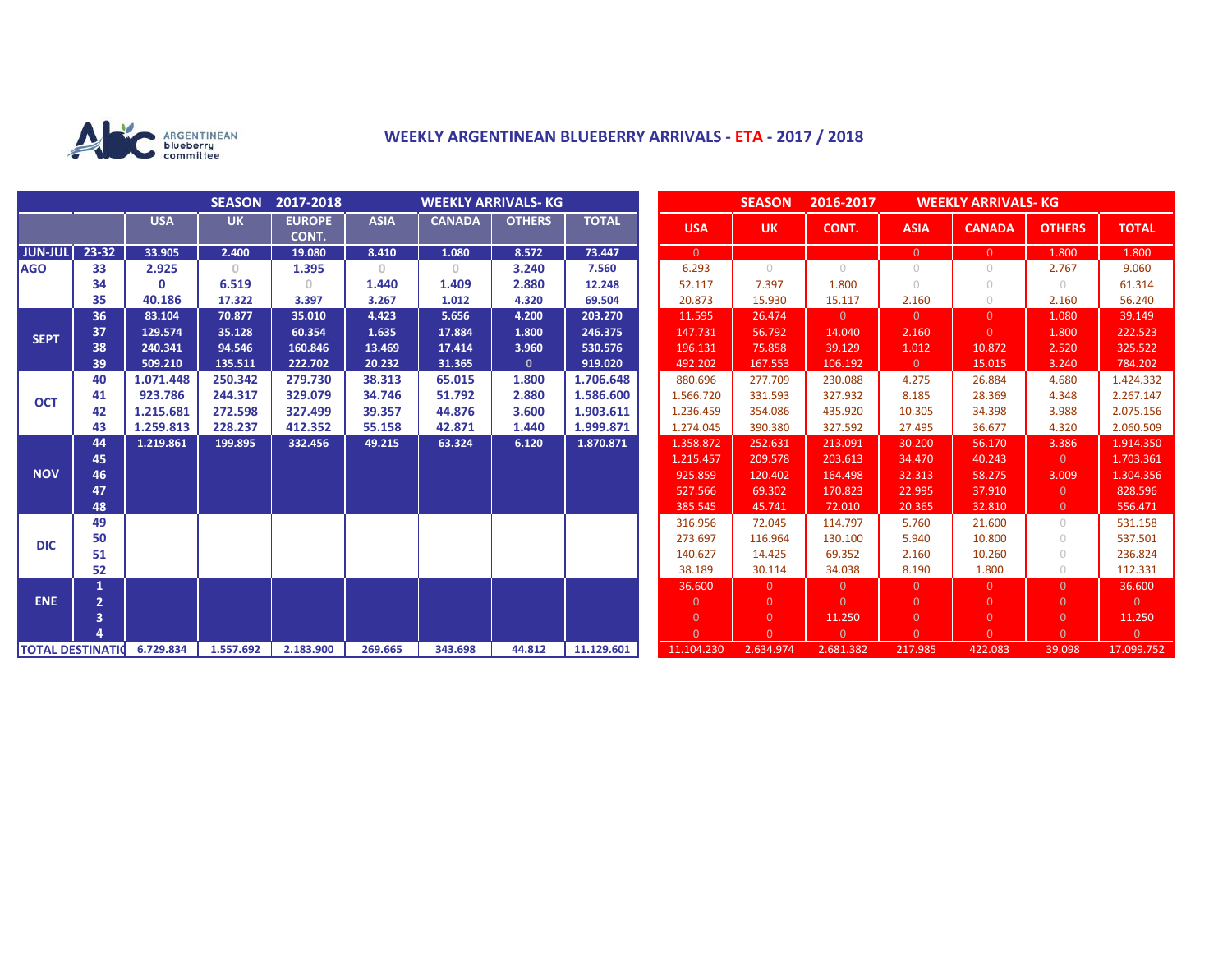ARGENTINEAN blueberry committee

# WEEKLY ARGENTINEAN BLUEBERRY ARRIVALS - ETA - 2017 / 2018

| | | SEASON 2017-2018 WEEKLY ARRIVALS- KG | | | | | | | SEASON 2016-2017 WEEKLY ARRIVALS- KG | | | | | | |
|---|---|---|---|---|---|---|---|---|---|---|---|---|---|---|---|
| | | USA | UK | EUROPE CONT. | ASIA | CANADA | OTHERS | TOTAL | USA | UK | CONT. | ASIA | CANADA | OTHERS | TOTAL |
| JUN-JUL | 23-32 | 33.905 | 2.400 | 19.080 | 8.410 | 1.080 | 8.572 | 73.447 | 0 | | | 0 | 0 | 1.800 | 1.800 |
| AGO | 33 | 2.925 | 0 | 1.395 | 0 | 0 | 3.240 | 7.560 | 6.293 | 0 | 0 | 0 | 0 | 2.767 | 9.060 |
| | 34 | 0 | 6.519 | 0 | 1.440 | 1.409 | 2.880 | 12.248 | 52.117 | 7.397 | 1.800 | 0 | 0 | 0 | 61.314 |
| | 35 | 40.186 | 17.322 | 3.397 | 3.267 | 1.012 | 4.320 | 69.504 | 20.873 | 15.930 | 15.117 | 2.160 | 0 | 2.160 | 56.240 |
| SEPT | 36 | 83.104 | 70.877 | 35.010 | 4.423 | 5.656 | 4.200 | 203.270 | 11.595 | 26.474 | 0 | 0 | 0 | 1.080 | 39.149 |
| | 37 | 129.574 | 35.128 | 60.354 | 1.635 | 17.884 | 1.800 | 246.375 | 147.731 | 56.792 | 14.040 | 2.160 | 0 | 1.800 | 222.523 |
| | 38 | 240.341 | 94.546 | 160.846 | 13.469 | 17.414 | 3.960 | 530.576 | 196.131 | 75.858 | 39.129 | 1.012 | 10.872 | 2.520 | 325.522 |
| | 39 | 509.210 | 135.511 | 222.702 | 20.232 | 31.365 | 0 | 919.020 | 492.202 | 167.553 | 106.192 | 0 | 15.015 | 3.240 | 784.202 |
| OCT | 40 | 1.071.448 | 250.342 | 279.730 | 38.313 | 65.015 | 1.800 | 1.706.648 | 880.696 | 277.709 | 230.088 | 4.275 | 26.884 | 4.680 | 1.424.332 |
| | 41 | 923.786 | 244.317 | 329.079 | 34.746 | 51.792 | 2.880 | 1.586.600 | 1.566.720 | 331.593 | 327.932 | 8.185 | 28.369 | 4.348 | 2.267.147 |
| | 42 | 1.215.681 | 272.598 | 327.499 | 39.357 | 44.876 | 3.600 | 1.903.611 | 1.236.459 | 354.086 | 435.920 | 10.305 | 34.398 | 3.988 | 2.075.156 |
| | 43 | 1.259.813 | 228.237 | 412.352 | 55.158 | 42.871 | 1.440 | 1.999.871 | 1.274.045 | 390.380 | 327.592 | 27.495 | 36.677 | 4.320 | 2.060.509 |
| NOV | 44 | 1.219.861 | 199.895 | 332.456 | 49.215 | 63.324 | 6.120 | 1.870.871 | 1.358.872 | 252.631 | 213.091 | 30.200 | 56.170 | 3.386 | 1.914.350 |
| | 45 | | | | | | | | 1.215.457 | 209.578 | 203.613 | 34.470 | 40.243 | 0 | 1.703.361 |
| | 46 | | | | | | | | 925.859 | 120.402 | 164.498 | 32.313 | 58.275 | 3.009 | 1.304.356 |
| | 47 | | | | | | | | 527.566 | 69.302 | 170.823 | 22.995 | 37.910 | 0 | 828.596 |
| | 48 | | | | | | | | 385.545 | 45.741 | 72.010 | 20.365 | 32.810 | 0 | 556.471 |
| DIC | 49 | | | | | | | | 316.956 | 72.045 | 114.797 | 5.760 | 21.600 | 0 | 531.158 |
| | 50 | | | | | | | | 273.697 | 116.964 | 130.100 | 5.940 | 10.800 | 0 | 537.501 |
| | 51 | | | | | | | | 140.627 | 14.425 | 69.352 | 2.160 | 10.260 | 0 | 236.824 |
| | 52 | | | | | | | | 38.189 | 30.114 | 34.038 | 8.190 | 1.800 | 0 | 112.331 |
| ENE | 1 | | | | | | | | 36.600 | 0 | 0 | 0 | 0 | 0 | 36.600 |
| | 2 | | | | | | | | 0 | 0 | 0 | 0 | 0 | 0 | 0 |
| | 3 | | | | | | | | 0 | 0 | 11.250 | 0 | 0 | 0 | 11.250 |
| | 4 | | | | | | | | 0 | 0 | 0 | 0 | 0 | 0 | 0 |
| TOTAL DESTINATIO | | 6.729.834 | 1.557.692 | 2.183.900 | 269.665 | 343.698 | 44.812 | 11.129.601 | 11.104.230 | 2.634.974 | 2.681.382 | 217.985 | 422.083 | 39.098 | 17.099.752 |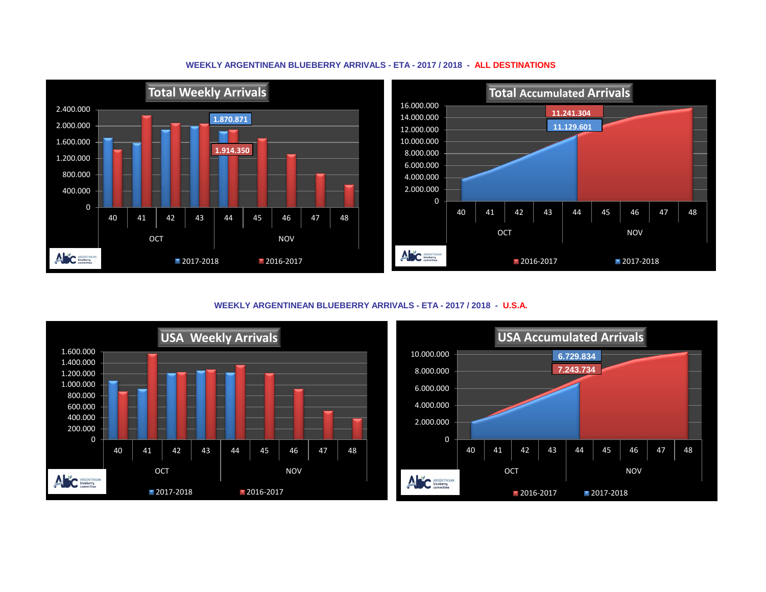## WEEKLY ARGENTINEAN BLUEBERRY ARRIVALS - ETA - 2017 / 2018 - ALL DESTINATIONS

### Total Weekly Arrivals

2017-2018 | 2016-2017

- Week 44: 1.870.871 (2017-2018)
- Week 44: 1.914.350 (2016-2017)

OCT: 40, 41, 42, 43 | NOV: 44, 45, 46, 47, 48

### Total Accumulated Arrivals

2016-2017 | 2017-2018

- 11.241.304 (2016-2017)
- 11.129.601 (2017-2018)

OCT: 40, 41, 42, 43 | NOV: 44, 45, 46, 47, 48

## WEEKLY ARGENTINEAN BLUEBERRY ARRIVALS - ETA - 2017 / 2018 - U.S.A.

### USA Weekly Arrivals

2017-2018 | 2016-2017

OCT: 40, 41, 42, 43 | NOV: 44, 45, 46, 47, 48

### USA Accumulated Arrivals

2016-2017 | 2017-2018

- 6.729.834 (2017-2018)
- 7.243.734 (2016-2017)

OCT: 40, 41, 42, 43 | NOV: 44, 45, 46, 47, 48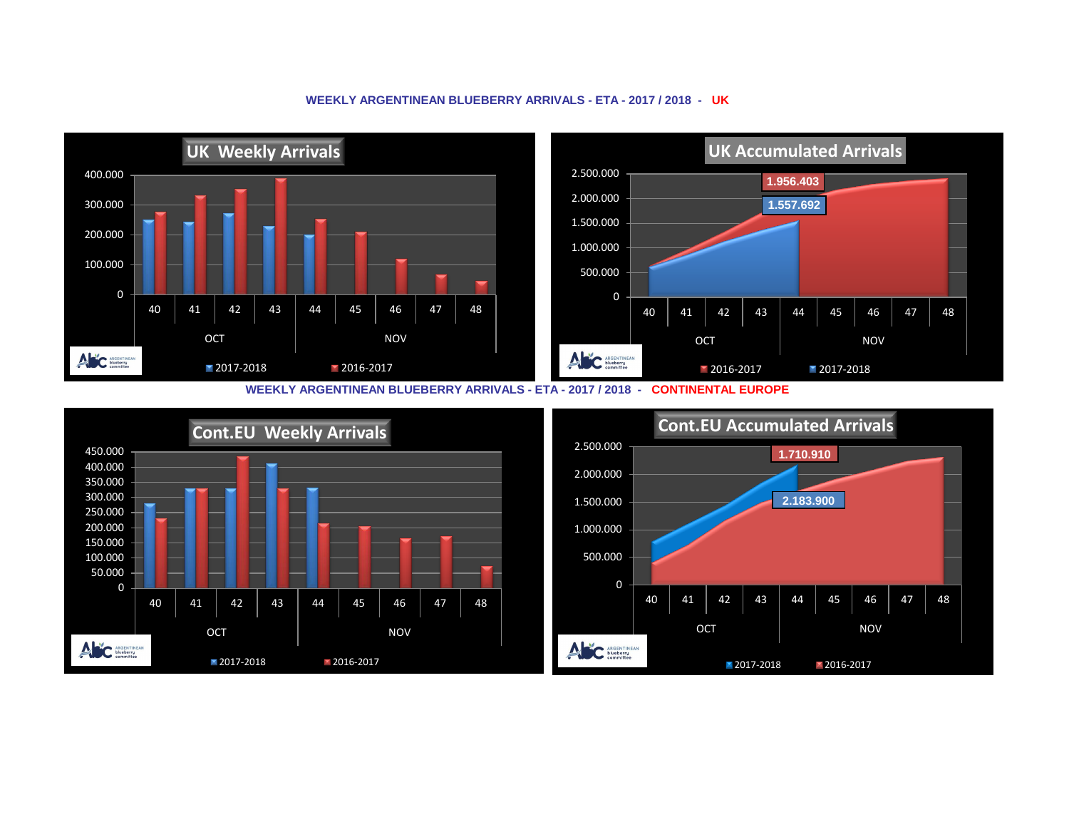## WEEKLY ARGENTINEAN BLUEBERRY ARRIVALS - ETA - 2017 / 2018 - UK

**UK Weekly Arrivals**

400.000
300.000
200.000
100.000
0

40 41 42 43 44 45 46 47 48

OCT NOV

2017-2018 2016-2017

**UK Accumulated Arrivals**

2.500.000
2.000.000
1.500.000
1.000.000
500.000
0

1.956.403

1.557.692

40 41 42 43 44 45 46 47 48

OCT NOV

2016-2017 2017-2018

## WEEKLY ARGENTINEAN BLUEBERRY ARRIVALS - ETA - 2017 / 2018 - CONTINENTAL EUROPE

**Cont.EU Weekly Arrivals**

450.000
400.000
350.000
300.000
250.000
200.000
150.000
100.000
50.000
0

40 41 42 43 44 45 46 47 48

OCT NOV

2017-2018 2016-2017

**Cont.EU Accumulated Arrivals**

2.500.000
2.000.000
1.500.000
1.000.000
500.000
0

1.710.910

2.183.900

40 41 42 43 44 45 46 47 48

OCT NOV

2017-2018 2016-2017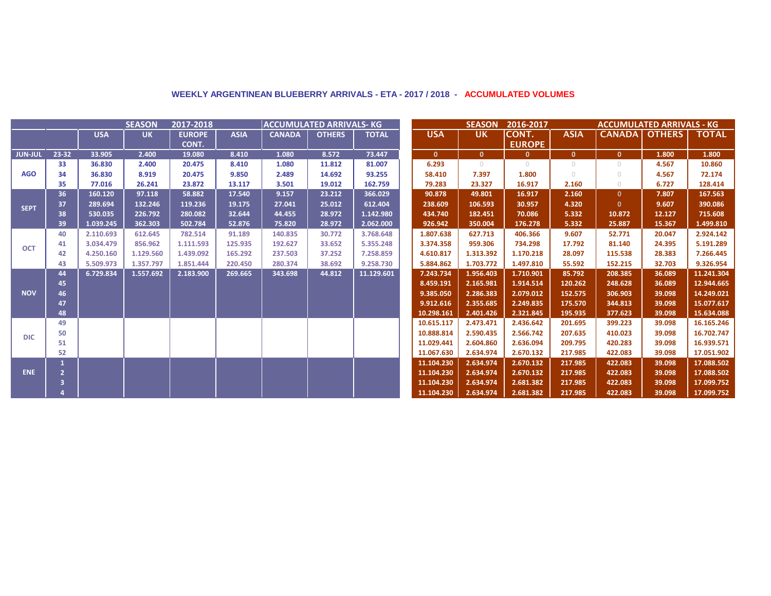## WEEKLY ARGENTINEAN BLUEBERRY ARRIVALS - ETA - 2017 / 2018 - ACCUMULATED VOLUMES

| | | SEASON 2017-2018 | | | | ACCUMULATED ARRIVALS- KG | | |
|---|---|---|---|---|---|---|---|---|
| | | USA | UK | EUROPE CONT. | ASIA | CANADA | OTHERS | TOTAL |
| JUN-JUL | 23-32 | 33.905 | 2.400 | 19.080 | 8.410 | 1.080 | 8.572 | 73.447 |
| AGO | 33 | 36.830 | 2.400 | 20.475 | 8.410 | 1.080 | 11.812 | 81.007 |
| | 34 | 36.830 | 8.919 | 20.475 | 9.850 | 2.489 | 14.692 | 93.255 |
| | 35 | 77.016 | 26.241 | 23.872 | 13.117 | 3.501 | 19.012 | 162.759 |
| SEPT | 36 | 160.120 | 97.118 | 58.882 | 17.540 | 9.157 | 23.212 | 366.029 |
| | 37 | 289.694 | 132.246 | 119.236 | 19.175 | 27.041 | 25.012 | 612.404 |
| | 38 | 530.035 | 226.792 | 280.082 | 32.644 | 44.455 | 28.972 | 1.142.980 |
| | 39 | 1.039.245 | 362.303 | 502.784 | 52.876 | 75.820 | 28.972 | 2.062.000 |
| OCT | 40 | 2.110.693 | 612.645 | 782.514 | 91.189 | 140.835 | 30.772 | 3.768.648 |
| | 41 | 3.034.479 | 856.962 | 1.111.593 | 125.935 | 192.627 | 33.652 | 5.355.248 |
| | 42 | 4.250.160 | 1.129.560 | 1.439.092 | 165.292 | 237.503 | 37.252 | 7.258.859 |
| | 43 | 5.509.973 | 1.357.797 | 1.851.444 | 220.450 | 280.374 | 38.692 | 9.258.730 |
| NOV | 44 | 6.729.834 | 1.557.692 | 2.183.900 | 269.665 | 343.698 | 44.812 | 11.129.601 |
| | 45 | | | | | | | |
| | 46 | | | | | | | |
| | 47 | | | | | | | |
| | 48 | | | | | | | |
| DIC | 49 | | | | | | | |
| | 50 | | | | | | | |
| | 51 | | | | | | | |
| | 52 | | | | | | | |
| ENE | 1 | | | | | | | |
| | 2 | | | | | | | |
| | 3 | | | | | | | |
| | 4 | | | | | | | |

| SEASON 2016-2017 | | | | ACCUMULATED ARRIVALS - KG | | |
|---|---|---|---|---|---|---|
| USA | UK | CONT. EUROPE | ASIA | CANADA | OTHERS | TOTAL |
| 0 | 0 | 0 | 0 | 0 | 1.800 | 1.800 |
| 6.293 | 0 | 0 | 0 | 0 | 4.567 | 10.860 |
| 58.410 | 7.397 | 1.800 | 0 | 0 | 4.567 | 72.174 |
| 79.283 | 23.327 | 16.917 | 2.160 | 0 | 6.727 | 128.414 |
| 90.878 | 49.801 | 16.917 | 2.160 | 0 | 7.807 | 167.563 |
| 238.609 | 106.593 | 30.957 | 4.320 | 0 | 9.607 | 390.086 |
| 434.740 | 182.451 | 70.086 | 5.332 | 10.872 | 12.127 | 715.608 |
| 926.942 | 350.004 | 176.278 | 5.332 | 25.887 | 15.367 | 1.499.810 |
| 1.807.638 | 627.713 | 406.366 | 9.607 | 52.771 | 20.047 | 2.924.142 |
| 3.374.358 | 959.306 | 734.298 | 17.792 | 81.140 | 24.395 | 5.191.289 |
| 4.610.817 | 1.313.392 | 1.170.218 | 28.097 | 115.538 | 28.383 | 7.266.445 |
| 5.884.862 | 1.703.772 | 1.497.810 | 55.592 | 152.215 | 32.703 | 9.326.954 |
| 7.243.734 | 1.956.403 | 1.710.901 | 85.792 | 208.385 | 36.089 | 11.241.304 |
| 8.459.191 | 2.165.981 | 1.914.514 | 120.262 | 248.628 | 36.089 | 12.944.665 |
| 9.385.050 | 2.286.383 | 2.079.012 | 152.575 | 306.903 | 39.098 | 14.249.021 |
| 9.912.616 | 2.355.685 | 2.249.835 | 175.570 | 344.813 | 39.098 | 15.077.617 |
| 10.298.161 | 2.401.426 | 2.321.845 | 195.935 | 377.623 | 39.098 | 15.634.088 |
| 10.615.117 | 2.473.471 | 2.436.642 | 201.695 | 399.223 | 39.098 | 16.165.246 |
| 10.888.814 | 2.590.435 | 2.566.742 | 207.635 | 410.023 | 39.098 | 16.702.747 |
| 11.029.441 | 2.604.860 | 2.636.094 | 209.795 | 420.283 | 39.098 | 16.939.571 |
| 11.067.630 | 2.634.974 | 2.670.132 | 217.985 | 422.083 | 39.098 | 17.051.902 |
| 11.104.230 | 2.634.974 | 2.670.132 | 217.985 | 422.083 | 39.098 | 17.088.502 |
| 11.104.230 | 2.634.974 | 2.670.132 | 217.985 | 422.083 | 39.098 | 17.088.502 |
| 11.104.230 | 2.634.974 | 2.681.382 | 217.985 | 422.083 | 39.098 | 17.099.752 |
| 11.104.230 | 2.634.974 | 2.681.382 | 217.985 | 422.083 | 39.098 | 17.099.752 |